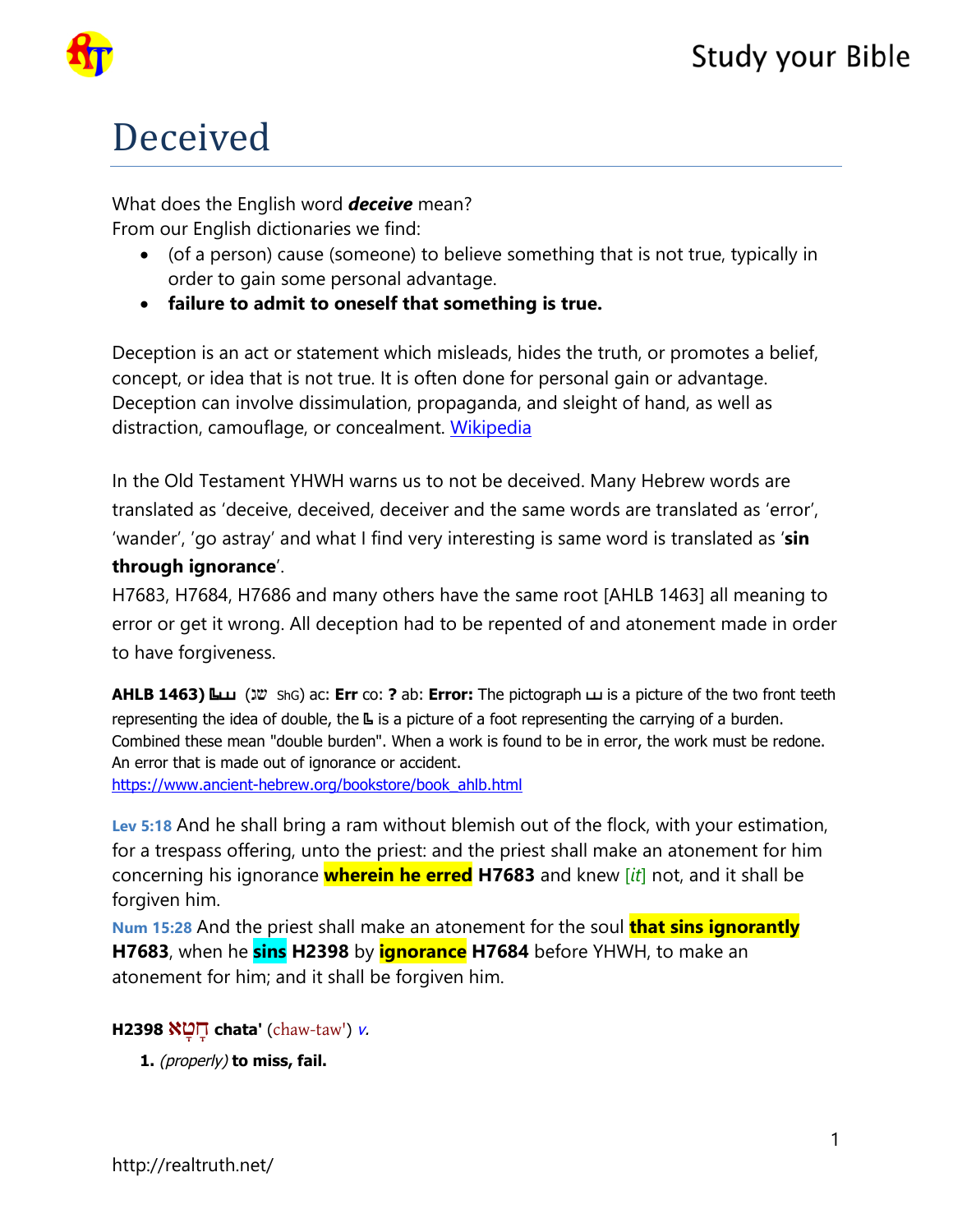# Deceived

What does the English word ***deceive*** mean?
From our English dictionaries we find:

- (of a person) cause (someone) to believe something that is not true, typically in order to gain some personal advantage.
- **failure to admit to oneself that something is true.**

Deception is an act or statement which misleads, hides the truth, or promotes a belief, concept, or idea that is not true. It is often done for personal gain or advantage. Deception can involve dissimulation, propaganda, and sleight of hand, as well as distraction, camouflage, or concealment. Wikipedia

In the Old Testament YHWH warns us to not be deceived. Many Hebrew words are translated as 'deceive, deceived, deceiver and the same words are translated as 'error', 'wander', 'go astray' and what I find very interesting is same word is translated as '**sin through ignorance**'.
H7683, H7684, H7686 and many others have the same root [AHLB 1463] all meaning to error or get it wrong. All deception had to be repented of and atonement made in order to have forgiveness.

**AHLB 1463)** (שג ShG) ac: **Err** co: **?** ab: **Error:** The pictograph is a picture of the two front teeth representing the idea of double, the is a picture of a foot representing the carrying of a burden. Combined these mean "double burden". When a work is found to be in error, the work must be redone. An error that is made out of ignorance or accident.
https://www.ancient-hebrew.org/bookstore/book_ahlb.html

**Lev 5:18** And he shall bring a ram without blemish out of the flock, with your estimation, for a trespass offering, unto the priest: and the priest shall make an atonement for him concerning his ignorance **wherein he erred** **H7683** and knew *[it]* not, and it shall be forgiven him.
**Num 15:28** And the priest shall make an atonement for the soul **that sins ignorantly** **H7683**, when he **sins** **H2398** by **ignorance** **H7684** before YHWH, to make an atonement for him; and it shall be forgiven him.

**H2398** חָטָא **chata'** (chaw-taw') *v.*

1. *(properly)* **to miss, fail.**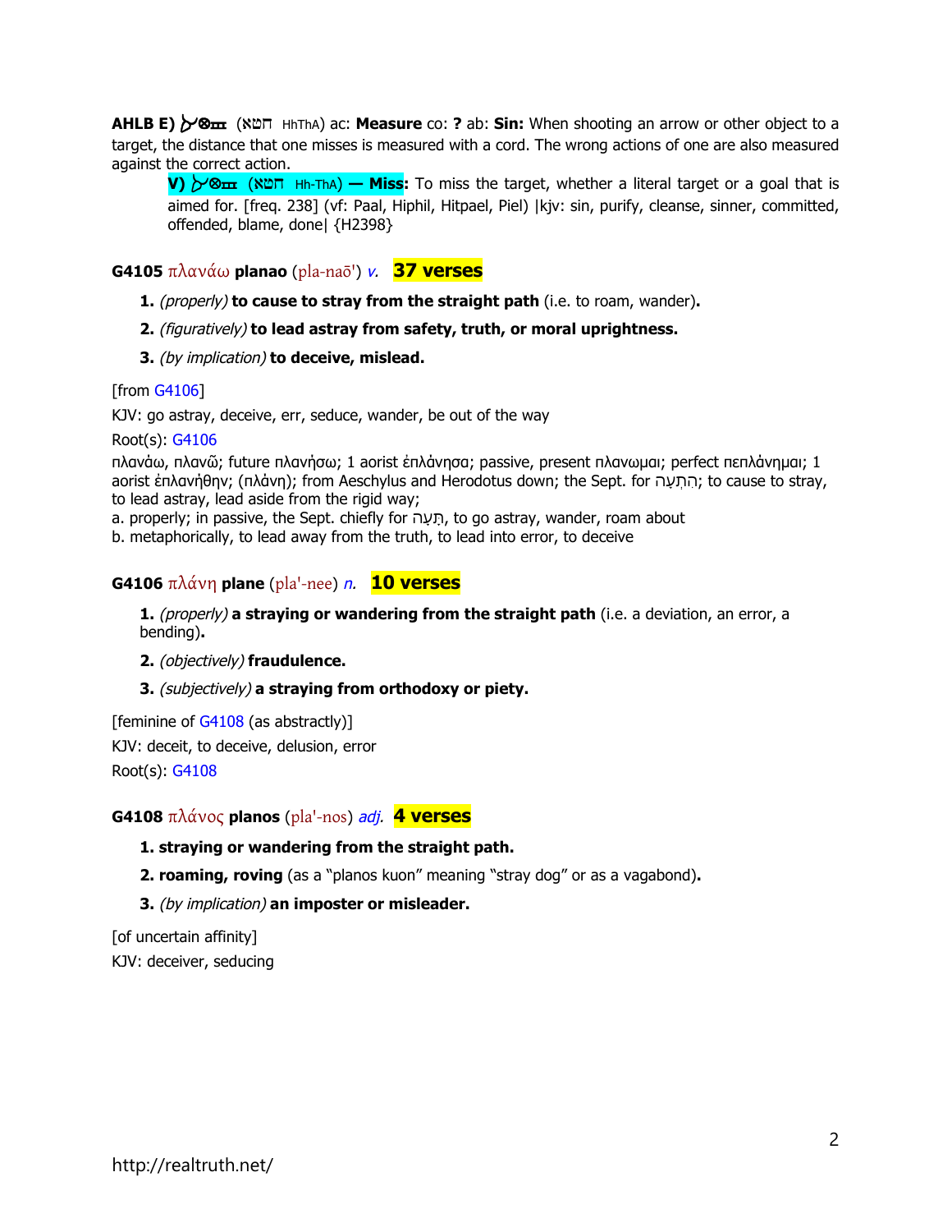**AHLB E)** 𐤀𐤈𐤇 (חטא HhThA) ac: **Measure** co: **?** ab: **Sin:** When shooting an arrow or other object to a target, the distance that one misses is measured with a cord. The wrong actions of one are also measured against the correct action.

> **V)** 𐤀𐤈𐤇 (חטא Hh-ThA) **— Miss:** To miss the target, whether a literal target or a goal that is aimed for. [freq. 238] (vf: Paal, Hiphil, Hitpael, Piel) |kjv: sin, purify, cleanse, sinner, committed, offended, blame, done| {H2398}

**G4105** πλανάω **planao** (pla-naō') *v.* **37 verses**

1. *(properly)* **to cause to stray from the straight path** (i.e. to roam, wander)**.**
2. *(figuratively)* **to lead astray from safety, truth, or moral uprightness.**
3. *(by implication)* **to deceive, mislead.**

[from G4106]

KJV: go astray, deceive, err, seduce, wander, be out of the way

Root(s): G4106

πλανάω, πλανῶ; future πλανήσω; 1 aorist ἐπλάνησα; passive, present πλανωμαι; perfect πεπλάνημαι; 1 aorist ἐπλανήθην; (πλάνη); from Aeschylus and Herodotus down; the Sept. for הִתְעָה; to cause to stray, to lead astray, lead aside from the rigid way;

a. properly; in passive, the Sept. chiefly for תָּעָה, to go astray, wander, roam about

b. metaphorically, to lead away from the truth, to lead into error, to deceive

**G4106** πλάνη **plane** (pla'-nee) *n.* **10 verses**

1. *(properly)* **a straying or wandering from the straight path** (i.e. a deviation, an error, a bending)**.**
2. *(objectively)* **fraudulence.**
3. *(subjectively)* **a straying from orthodoxy or piety.**

[feminine of G4108 (as abstractly)]

KJV: deceit, to deceive, delusion, error

Root(s): G4108

**G4108** πλάνος **planos** (pla'-nos) *adj.* **4 verses**

1. **straying or wandering from the straight path.**
2. **roaming, roving** (as a "planos kuon" meaning "stray dog" or as a vagabond)**.**
3. *(by implication)* **an imposter or misleader.**

[of uncertain affinity]

KJV: deceiver, seducing

http://realtruth.net/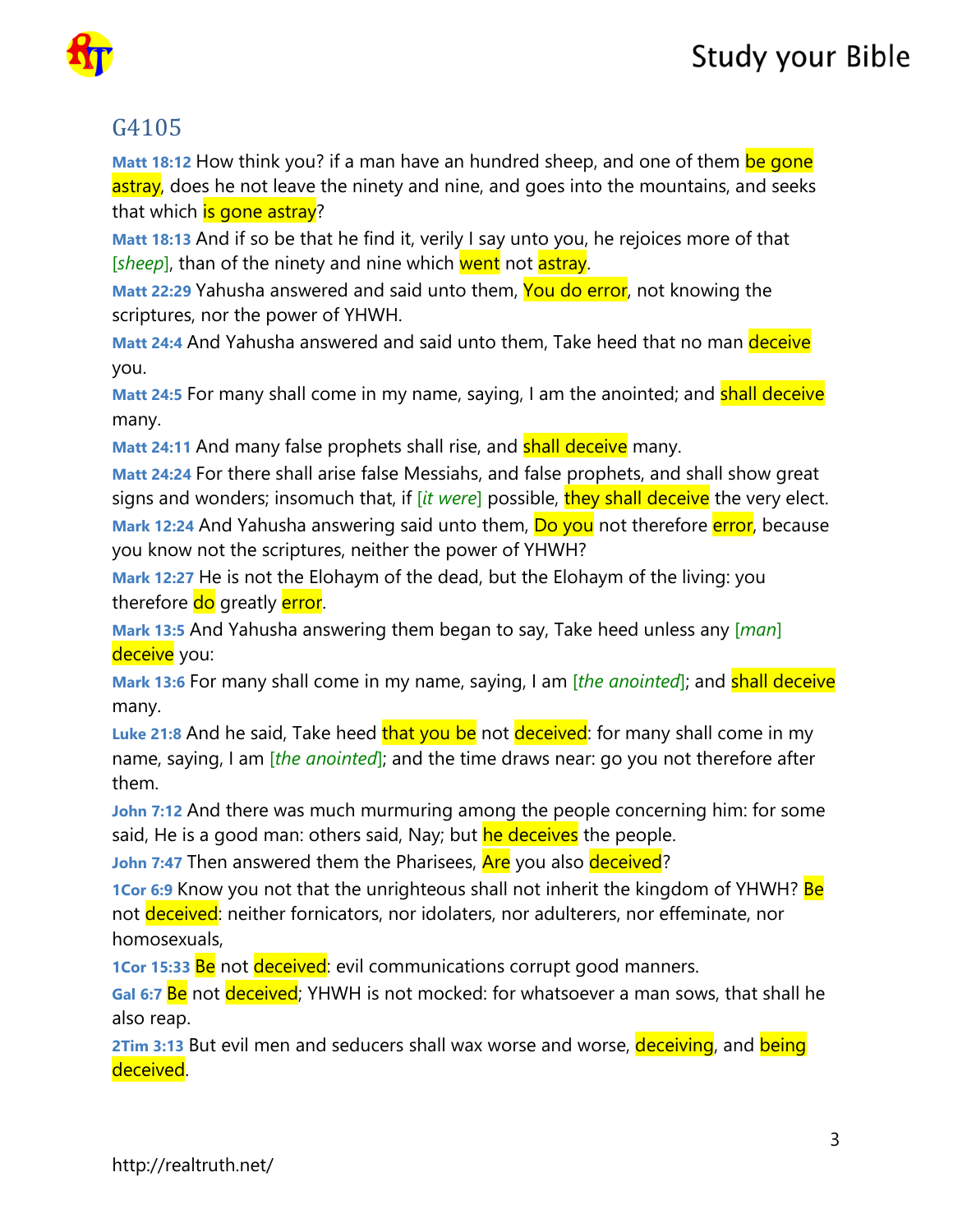## G4105

**Matt 18:12** How think you? if a man have an hundred sheep, and one of them be gone astray, does he not leave the ninety and nine, and goes into the mountains, and seeks that which is gone astray?

**Matt 18:13** And if so be that he find it, verily I say unto you, he rejoices more of that [*sheep*], than of the ninety and nine which went not astray.

**Matt 22:29** Yahusha answered and said unto them, You do error, not knowing the scriptures, nor the power of YHWH.

**Matt 24:4** And Yahusha answered and said unto them, Take heed that no man deceive you.

**Matt 24:5** For many shall come in my name, saying, I am the anointed; and shall deceive many.

**Matt 24:11** And many false prophets shall rise, and shall deceive many.

**Matt 24:24** For there shall arise false Messiahs, and false prophets, and shall show great signs and wonders; insomuch that, if [*it were*] possible, they shall deceive the very elect.

**Mark 12:24** And Yahusha answering said unto them, Do you not therefore error, because you know not the scriptures, neither the power of YHWH?

**Mark 12:27** He is not the Elohaym of the dead, but the Elohaym of the living: you therefore do greatly error.

**Mark 13:5** And Yahusha answering them began to say, Take heed unless any [*man*] deceive you:

**Mark 13:6** For many shall come in my name, saying, I am [*the anointed*]; and shall deceive many.

**Luke 21:8** And he said, Take heed that you be not deceived: for many shall come in my name, saying, I am [*the anointed*]; and the time draws near: go you not therefore after them.

**John 7:12** And there was much murmuring among the people concerning him: for some said, He is a good man: others said, Nay; but he deceives the people.

**John 7:47** Then answered them the Pharisees, Are you also deceived?

**1Cor 6:9** Know you not that the unrighteous shall not inherit the kingdom of YHWH? Be not deceived: neither fornicators, nor idolaters, nor adulterers, nor effeminate, nor homosexuals,

**1Cor 15:33** Be not deceived: evil communications corrupt good manners.

**Gal 6:7** Be not deceived; YHWH is not mocked: for whatsoever a man sows, that shall he also reap.

**2Tim 3:13** But evil men and seducers shall wax worse and worse, deceiving, and being deceived.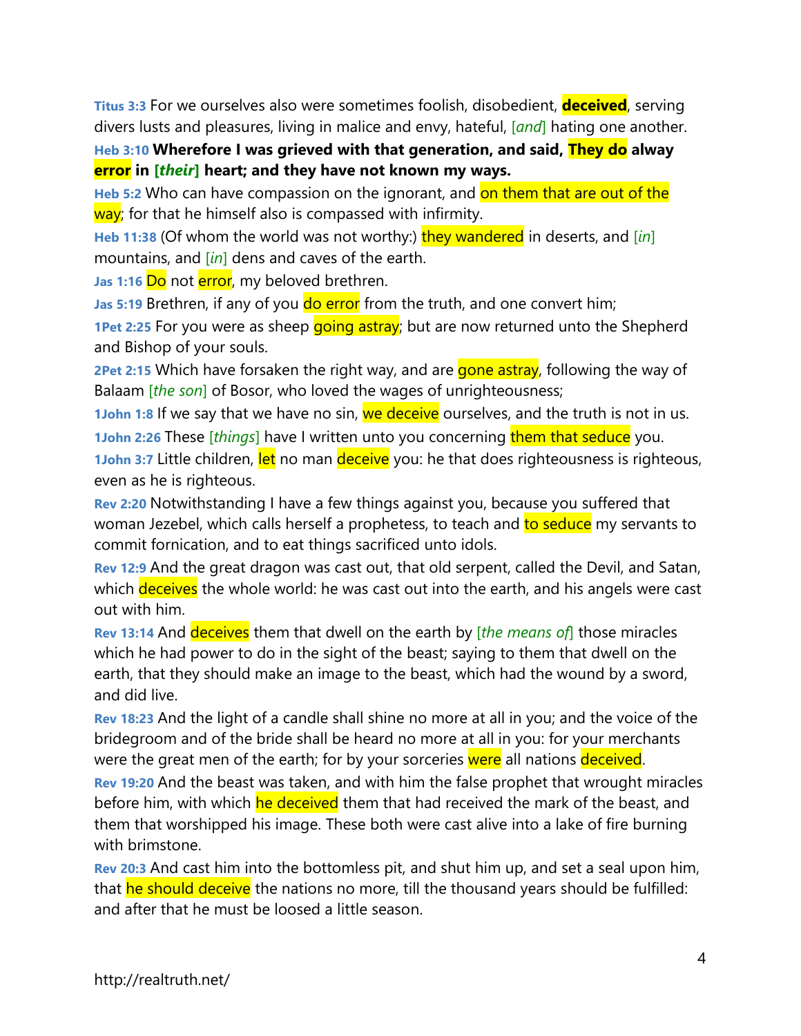**Titus 3:3** For we ourselves also were sometimes foolish, disobedient, **deceived**, serving divers lusts and pleasures, living in malice and envy, hateful, [*and*] hating one another.

**Heb 3:10** **Wherefore I was grieved with that generation, and said, They do alway error in [*their*] heart; and they have not known my ways.**

**Heb 5:2** Who can have compassion on the ignorant, and on them that are out of the way; for that he himself also is compassed with infirmity.

**Heb 11:38** (Of whom the world was not worthy:) they wandered in deserts, and [*in*] mountains, and [*in*] dens and caves of the earth.

**Jas 1:16** Do not error, my beloved brethren.

**Jas 5:19** Brethren, if any of you do error from the truth, and one convert him;

**1Pet 2:25** For you were as sheep going astray; but are now returned unto the Shepherd and Bishop of your souls.

**2Pet 2:15** Which have forsaken the right way, and are gone astray, following the way of Balaam [*the son*] of Bosor, who loved the wages of unrighteousness;

**1John 1:8** If we say that we have no sin, we deceive ourselves, and the truth is not in us.

**1John 2:26** These [*things*] have I written unto you concerning them that seduce you.

**1John 3:7** Little children, let no man deceive you: he that does righteousness is righteous, even as he is righteous.

**Rev 2:20** Notwithstanding I have a few things against you, because you suffered that woman Jezebel, which calls herself a prophetess, to teach and to seduce my servants to commit fornication, and to eat things sacrificed unto idols.

**Rev 12:9** And the great dragon was cast out, that old serpent, called the Devil, and Satan, which deceives the whole world: he was cast out into the earth, and his angels were cast out with him.

**Rev 13:14** And deceives them that dwell on the earth by [*the means of*] those miracles which he had power to do in the sight of the beast; saying to them that dwell on the earth, that they should make an image to the beast, which had the wound by a sword, and did live.

**Rev 18:23** And the light of a candle shall shine no more at all in you; and the voice of the bridegroom and of the bride shall be heard no more at all in you: for your merchants were the great men of the earth; for by your sorceries were all nations deceived.

**Rev 19:20** And the beast was taken, and with him the false prophet that wrought miracles before him, with which he deceived them that had received the mark of the beast, and them that worshipped his image. These both were cast alive into a lake of fire burning with brimstone.

**Rev 20:3** And cast him into the bottomless pit, and shut him up, and set a seal upon him, that he should deceive the nations no more, till the thousand years should be fulfilled: and after that he must be loosed a little season.

http://realtruth.net/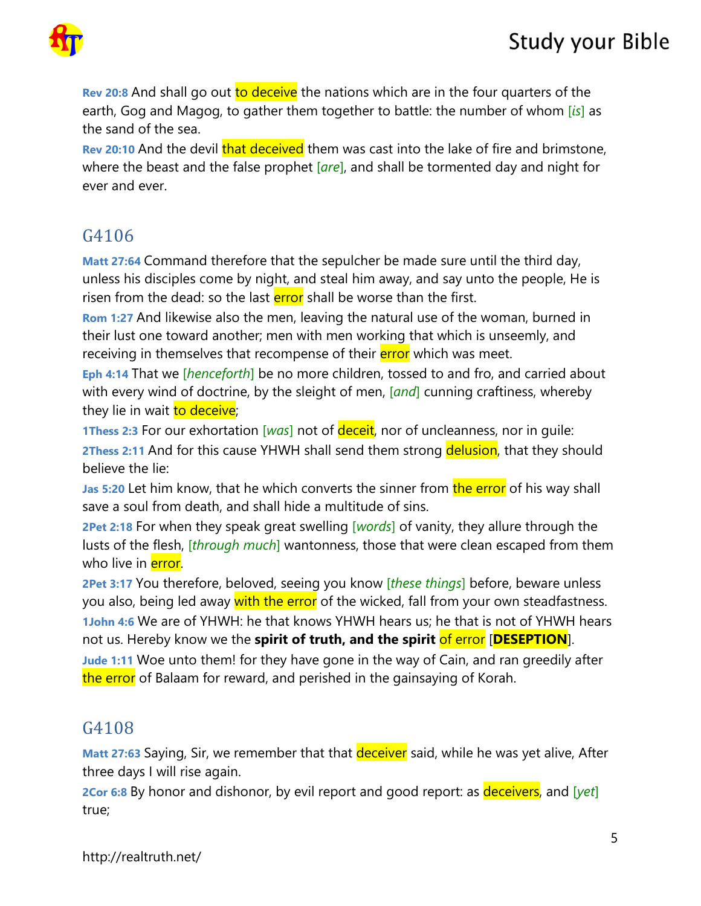**Rev 20:8** And shall go out to deceive the nations which are in the four quarters of the earth, Gog and Magog, to gather them together to battle: the number of whom [*is*] as the sand of the sea.
**Rev 20:10** And the devil that deceived them was cast into the lake of fire and brimstone, where the beast and the false prophet [*are*], and shall be tormented day and night for ever and ever.

## G4106

**Matt 27:64** Command therefore that the sepulcher be made sure until the third day, unless his disciples come by night, and steal him away, and say unto the people, He is risen from the dead: so the last error shall be worse than the first.
**Rom 1:27** And likewise also the men, leaving the natural use of the woman, burned in their lust one toward another; men with men working that which is unseemly, and receiving in themselves that recompense of their error which was meet.
**Eph 4:14** That we [*henceforth*] be no more children, tossed to and fro, and carried about with every wind of doctrine, by the sleight of men, [*and*] cunning craftiness, whereby they lie in wait to deceive;
**1Thess 2:3** For our exhortation [*was*] not of deceit, nor of uncleanness, nor in guile:
**2Thess 2:11** And for this cause YHWH shall send them strong delusion, that they should believe the lie:
**Jas 5:20** Let him know, that he which converts the sinner from the error of his way shall save a soul from death, and shall hide a multitude of sins.
**2Pet 2:18** For when they speak great swelling [*words*] of vanity, they allure through the lusts of the flesh, [*through much*] wantonness, those that were clean escaped from them who live in error.
**2Pet 3:17** You therefore, beloved, seeing you know [*these things*] before, beware unless you also, being led away with the error of the wicked, fall from your own steadfastness.
**1John 4:6** We are of YHWH: he that knows YHWH hears us; he that is not of YHWH hears not us. Hereby know we the **spirit of truth, and the spirit** of error [**DESEPTION**].
**Jude 1:11** Woe unto them! for they have gone in the way of Cain, and ran greedily after the error of Balaam for reward, and perished in the gainsaying of Korah.

## G4108

**Matt 27:63** Saying, Sir, we remember that that deceiver said, while he was yet alive, After three days I will rise again.
**2Cor 6:8** By honor and dishonor, by evil report and good report: as deceivers, and [*yet*] true;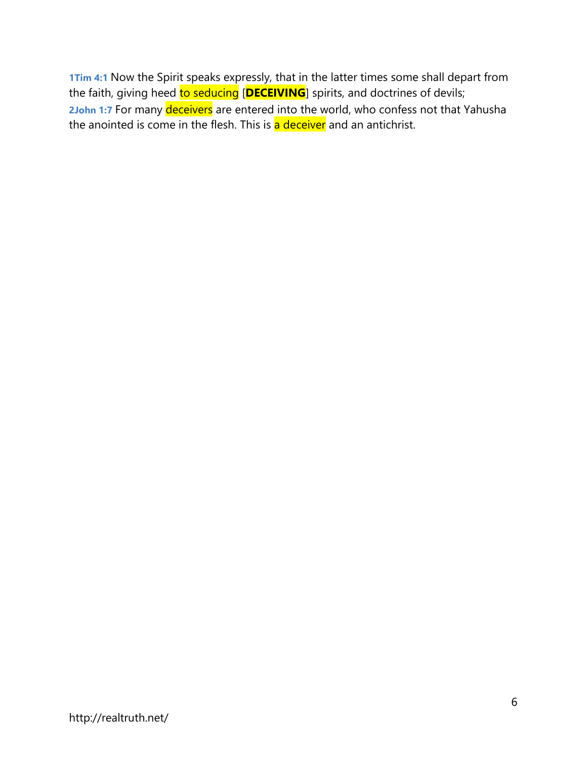**1Tim 4:1** Now the Spirit speaks expressly, that in the latter times some shall depart from the faith, giving heed to seducing [**DECEIVING**] spirits, and doctrines of devils;

**2John 1:7** For many deceivers are entered into the world, who confess not that Yahusha the anointed is come in the flesh. This is a deceiver and an antichrist.